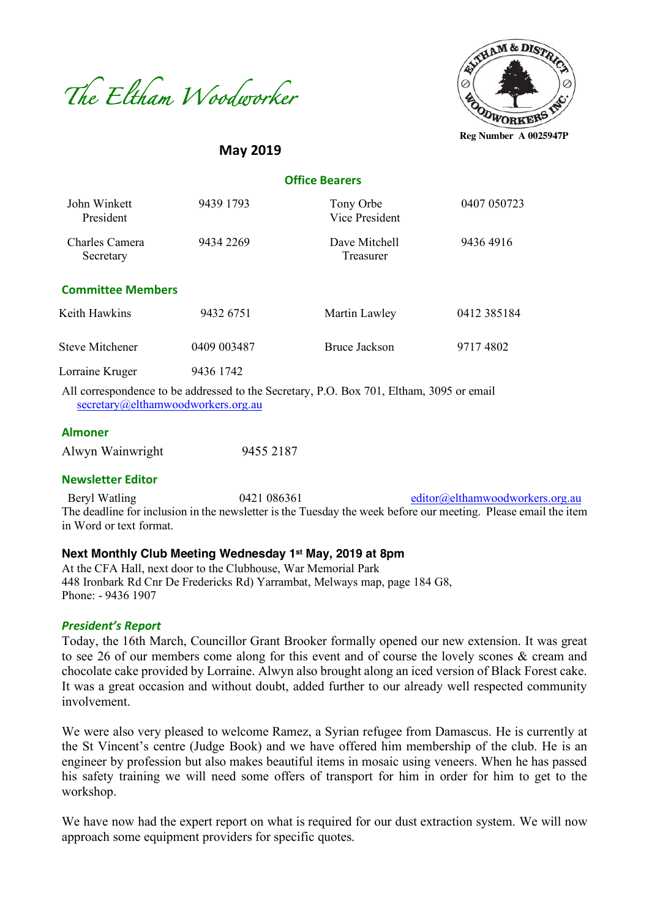# The Eltham Woodworker

Reg Number A 0025947P

## May 2019

### Office Bearers

| | | | |
|---|---|---|---|
| John Winkett<br>President | 9439 1793 | Tony Orbe<br>Vice President | 0407 050723 |
| Charles Camera<br>Secretary | 9434 2269 | Dave Mitchell<br>Treasurer | 9436 4916 |

### Committee Members

| | | | |
|---|---|---|---|
| Keith Hawkins | 9432 6751 | Martin Lawley | 0412 385184 |
| Steve Mitchener | 0409 003487 | Bruce Jackson | 9717 4802 |
| Lorraine Kruger | 9436 1742 | | |

All correspondence to be addressed to the Secretary, P.O. Box 701, Eltham, 3095 or email secretary@elthamwoodworkers.org.au

### Almoner

Alwyn Wainwright 9455 2187

### Newsletter Editor

Beryl Watling 0421 086361 editor@elthamwoodworkers.org.au

The deadline for inclusion in the newsletter is the Tuesday the week before our meeting. Please email the item in Word or text format.

**Next Monthly Club Meeting Wednesday 1st May, 2019 at 8pm**

At the CFA Hall, next door to the Clubhouse, War Memorial Park
448 Ironbark Rd Cnr De Fredericks Rd) Yarrambat, Melways map, page 184 G8,
Phone: - 9436 1907

### *President's Report*

Today, the 16th March, Councillor Grant Brooker formally opened our new extension. It was great to see 26 of our members come along for this event and of course the lovely scones & cream and chocolate cake provided by Lorraine. Alwyn also brought along an iced version of Black Forest cake. It was a great occasion and without doubt, added further to our already well respected community involvement.

We were also very pleased to welcome Ramez, a Syrian refugee from Damascus. He is currently at the St Vincent's centre (Judge Book) and we have offered him membership of the club. He is an engineer by profession but also makes beautiful items in mosaic using veneers. When he has passed his safety training we will need some offers of transport for him in order for him to get to the workshop.

We have now had the expert report on what is required for our dust extraction system. We will now approach some equipment providers for specific quotes.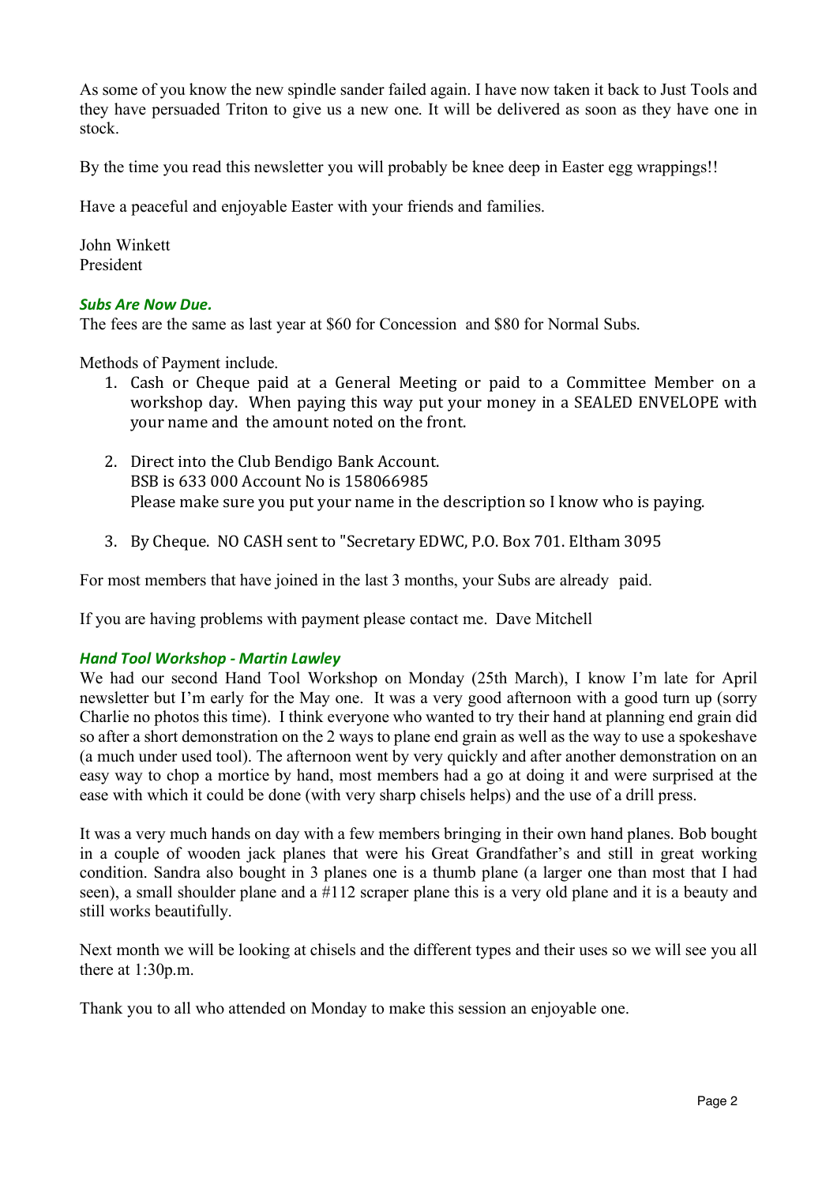As some of you know the new spindle sander failed again. I have now taken it back to Just Tools and they have persuaded Triton to give us a new one. It will be delivered as soon as they have one in stock.

By the time you read this newsletter you will probably be knee deep in Easter egg wrappings!!

Have a peaceful and enjoyable Easter with your friends and families.

John Winkett
President

### *Subs Are Now Due.*

The fees are the same as last year at $60 for Concession and $80 for Normal Subs.

Methods of Payment include.

1. Cash or Cheque paid at a General Meeting or paid to a Committee Member on a workshop day. When paying this way put your money in a SEALED ENVELOPE with your name and the amount noted on the front.

2. Direct into the Club Bendigo Bank Account.
   BSB is 633 000 Account No is 158066985
   Please make sure you put your name in the description so I know who is paying.

3. By Cheque. NO CASH sent to "Secretary EDWC, P.O. Box 701. Eltham 3095

For most members that have joined in the last 3 months, your Subs are already paid.

If you are having problems with payment please contact me. Dave Mitchell

### *Hand Tool Workshop - Martin Lawley*

We had our second Hand Tool Workshop on Monday (25th March), I know I'm late for April newsletter but I'm early for the May one. It was a very good afternoon with a good turn up (sorry Charlie no photos this time). I think everyone who wanted to try their hand at planning end grain did so after a short demonstration on the 2 ways to plane end grain as well as the way to use a spokeshave (a much under used tool). The afternoon went by very quickly and after another demonstration on an easy way to chop a mortice by hand, most members had a go at doing it and were surprised at the ease with which it could be done (with very sharp chisels helps) and the use of a drill press.

It was a very much hands on day with a few members bringing in their own hand planes. Bob bought in a couple of wooden jack planes that were his Great Grandfather's and still in great working condition. Sandra also bought in 3 planes one is a thumb plane (a larger one than most that I had seen), a small shoulder plane and a #112 scraper plane this is a very old plane and it is a beauty and still works beautifully.

Next month we will be looking at chisels and the different types and their uses so we will see you all there at 1:30p.m.

Thank you to all who attended on Monday to make this session an enjoyable one.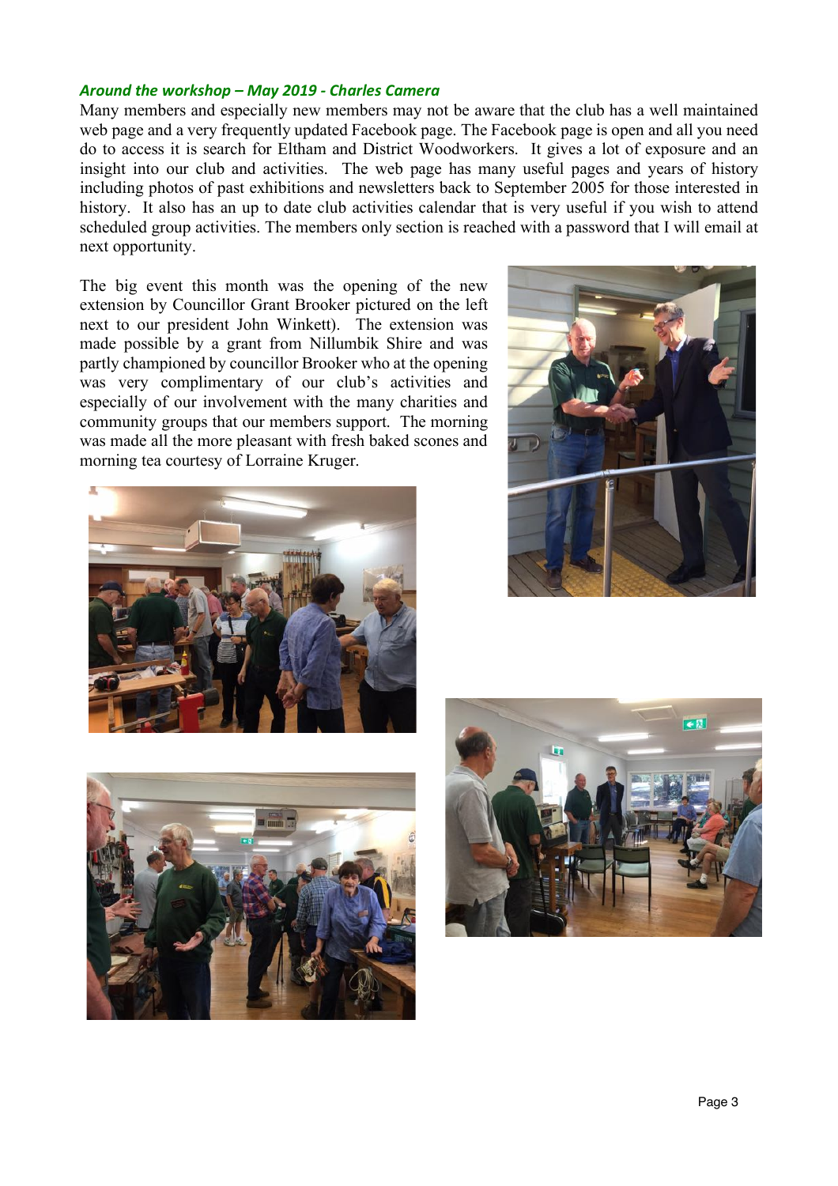### *Around the workshop – May 2019 - Charles Camera*

Many members and especially new members may not be aware that the club has a well maintained web page and a very frequently updated Facebook page. The Facebook page is open and all you need do to access it is search for Eltham and District Woodworkers. It gives a lot of exposure and an insight into our club and activities. The web page has many useful pages and years of history including photos of past exhibitions and newsletters back to September 2005 for those interested in history. It also has an up to date club activities calendar that is very useful if you wish to attend scheduled group activities. The members only section is reached with a password that I will email at next opportunity.

The big event this month was the opening of the new extension by Councillor Grant Brooker pictured on the left next to our president John Winkett). The extension was made possible by a grant from Nillumbik Shire and was partly championed by councillor Brooker who at the opening was very complimentary of our club's activities and especially of our involvement with the many charities and community groups that our members support. The morning was made all the more pleasant with fresh baked scones and morning tea courtesy of Lorraine Kruger.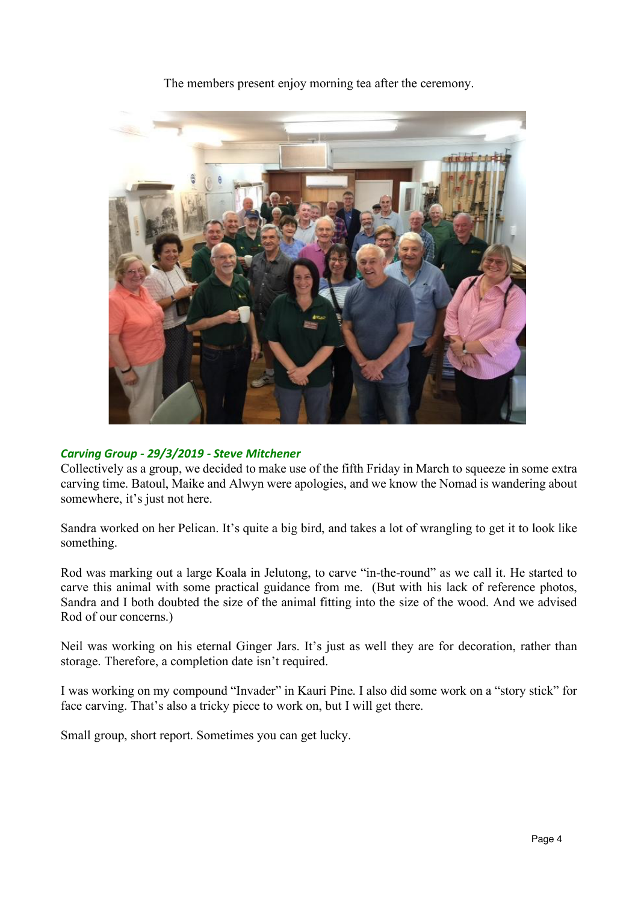The members present enjoy morning tea after the ceremony.

### *Carving Group - 29/3/2019 - Steve Mitchener*

Collectively as a group, we decided to make use of the fifth Friday in March to squeeze in some extra carving time. Batoul, Maike and Alwyn were apologies, and we know the Nomad is wandering about somewhere, it's just not here.

Sandra worked on her Pelican. It's quite a big bird, and takes a lot of wrangling to get it to look like something.

Rod was marking out a large Koala in Jelutong, to carve "in-the-round" as we call it. He started to carve this animal with some practical guidance from me. (But with his lack of reference photos, Sandra and I both doubted the size of the animal fitting into the size of the wood. And we advised Rod of our concerns.)

Neil was working on his eternal Ginger Jars. It's just as well they are for decoration, rather than storage. Therefore, a completion date isn't required.

I was working on my compound "Invader" in Kauri Pine. I also did some work on a "story stick" for face carving. That's also a tricky piece to work on, but I will get there.

Small group, short report. Sometimes you can get lucky.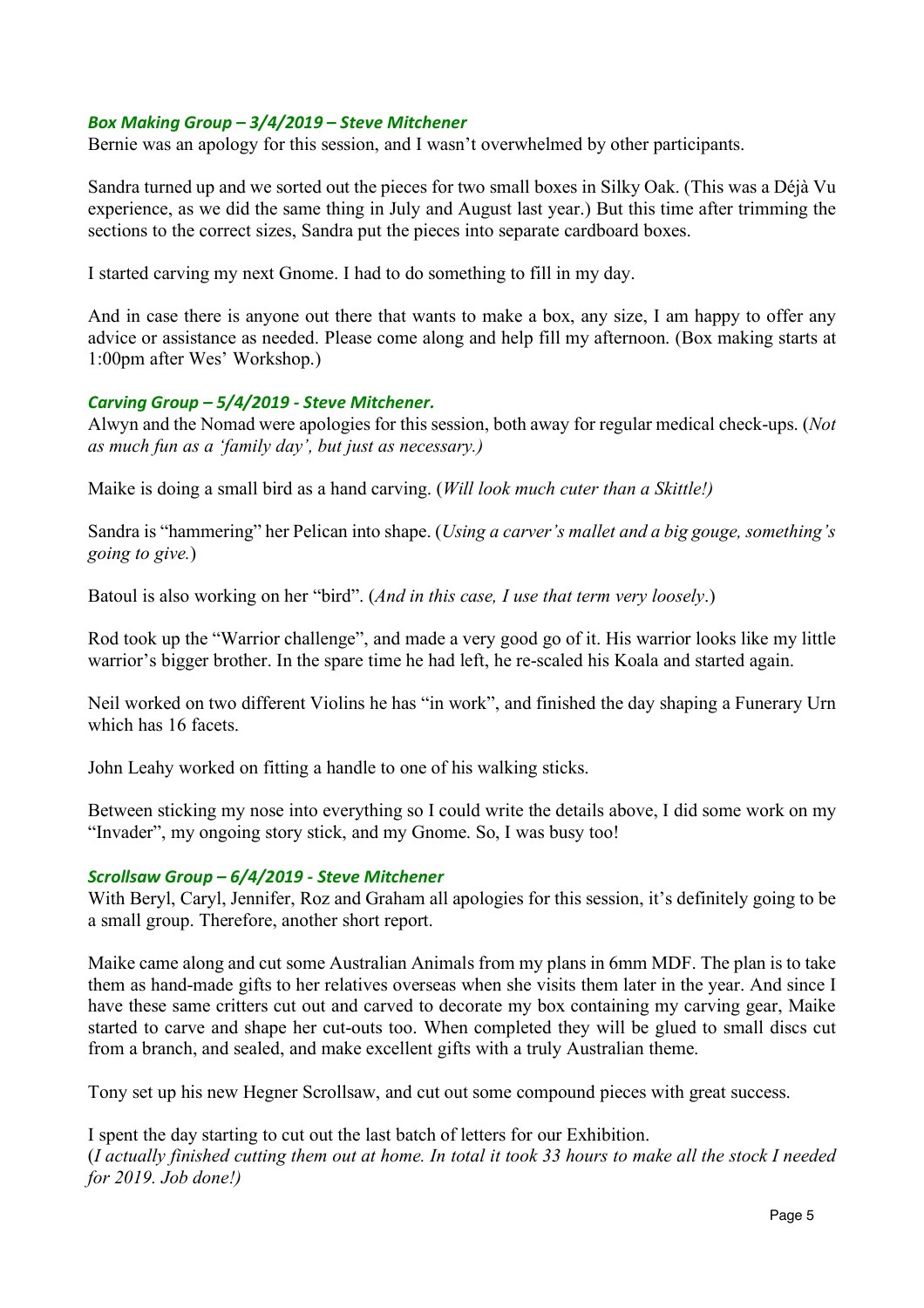### *Box Making Group – 3/4/2019 – Steve Mitchener*

Bernie was an apology for this session, and I wasn't overwhelmed by other participants.

Sandra turned up and we sorted out the pieces for two small boxes in Silky Oak. (This was a Déjà Vu experience, as we did the same thing in July and August last year.) But this time after trimming the sections to the correct sizes, Sandra put the pieces into separate cardboard boxes.

I started carving my next Gnome. I had to do something to fill in my day.

And in case there is anyone out there that wants to make a box, any size, I am happy to offer any advice or assistance as needed. Please come along and help fill my afternoon. (Box making starts at 1:00pm after Wes' Workshop.)

### *Carving Group – 5/4/2019 - Steve Mitchener.*

Alwyn and the Nomad were apologies for this session, both away for regular medical check-ups. (*Not as much fun as a 'family day', but just as necessary.)*

Maike is doing a small bird as a hand carving. (*Will look much cuter than a Skittle!)*

Sandra is "hammering" her Pelican into shape. (*Using a carver's mallet and a big gouge, something's going to give.*)

Batoul is also working on her "bird". (*And in this case, I use that term very loosely*.)

Rod took up the "Warrior challenge", and made a very good go of it. His warrior looks like my little warrior's bigger brother. In the spare time he had left, he re-scaled his Koala and started again.

Neil worked on two different Violins he has "in work", and finished the day shaping a Funerary Urn which has 16 facets.

John Leahy worked on fitting a handle to one of his walking sticks.

Between sticking my nose into everything so I could write the details above, I did some work on my "Invader", my ongoing story stick, and my Gnome. So, I was busy too!

### *Scrollsaw Group – 6/4/2019 - Steve Mitchener*

With Beryl, Caryl, Jennifer, Roz and Graham all apologies for this session, it's definitely going to be a small group. Therefore, another short report.

Maike came along and cut some Australian Animals from my plans in 6mm MDF. The plan is to take them as hand-made gifts to her relatives overseas when she visits them later in the year. And since I have these same critters cut out and carved to decorate my box containing my carving gear, Maike started to carve and shape her cut-outs too. When completed they will be glued to small discs cut from a branch, and sealed, and make excellent gifts with a truly Australian theme.

Tony set up his new Hegner Scrollsaw, and cut out some compound pieces with great success.

I spent the day starting to cut out the last batch of letters for our Exhibition.
(*I actually finished cutting them out at home. In total it took 33 hours to make all the stock I needed for 2019. Job done!)*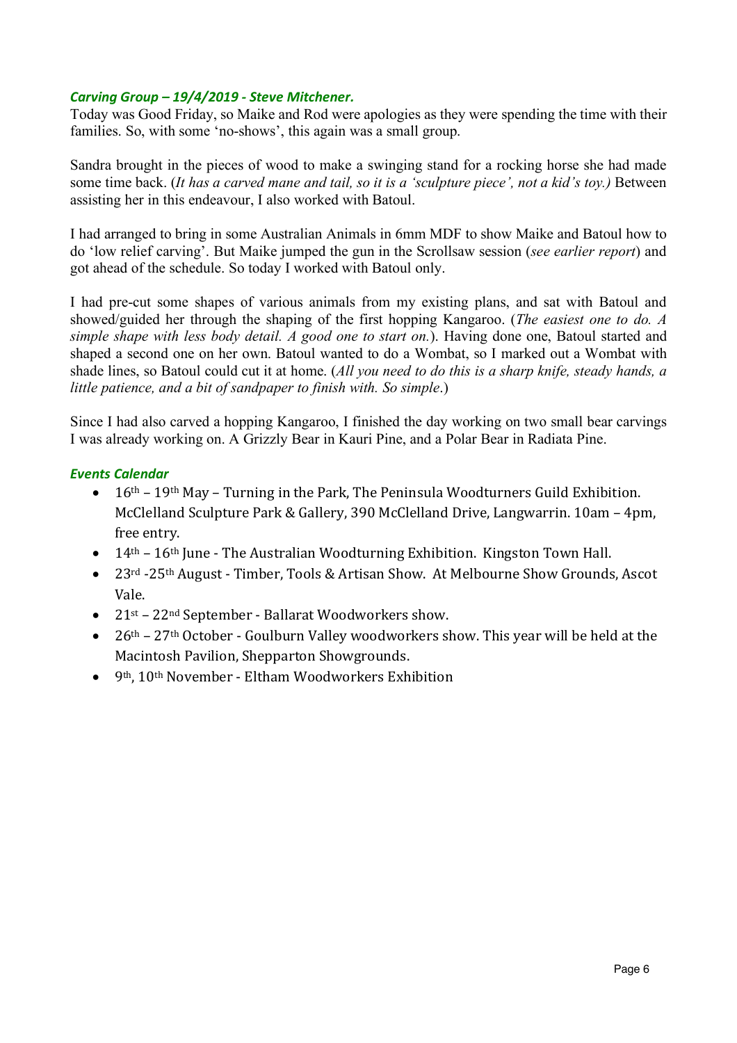### *Carving Group – 19/4/2019 - Steve Mitchener.*

Today was Good Friday, so Maike and Rod were apologies as they were spending the time with their families. So, with some 'no-shows', this again was a small group.

Sandra brought in the pieces of wood to make a swinging stand for a rocking horse she had made some time back. (*It has a carved mane and tail, so it is a 'sculpture piece', not a kid's toy.)* Between assisting her in this endeavour, I also worked with Batoul.

I had arranged to bring in some Australian Animals in 6mm MDF to show Maike and Batoul how to do 'low relief carving'. But Maike jumped the gun in the Scrollsaw session (*see earlier report*) and got ahead of the schedule. So today I worked with Batoul only.

I had pre-cut some shapes of various animals from my existing plans, and sat with Batoul and showed/guided her through the shaping of the first hopping Kangaroo. (*The easiest one to do. A simple shape with less body detail. A good one to start on.*). Having done one, Batoul started and shaped a second one on her own. Batoul wanted to do a Wombat, so I marked out a Wombat with shade lines, so Batoul could cut it at home. (*All you need to do this is a sharp knife, steady hands, a little patience, and a bit of sandpaper to finish with. So simple*.)

Since I had also carved a hopping Kangaroo, I finished the day working on two small bear carvings I was already working on. A Grizzly Bear in Kauri Pine, and a Polar Bear in Radiata Pine.

### *Events Calendar*

- 16th – 19th May – Turning in the Park, The Peninsula Woodturners Guild Exhibition. McClelland Sculpture Park & Gallery, 390 McClelland Drive, Langwarrin. 10am – 4pm, free entry.
- 14th – 16th June - The Australian Woodturning Exhibition. Kingston Town Hall.
- 23rd -25th August - Timber, Tools & Artisan Show. At Melbourne Show Grounds, Ascot Vale.
- 21st – 22nd September - Ballarat Woodworkers show.
- 26th – 27th October - Goulburn Valley woodworkers show. This year will be held at the Macintosh Pavilion, Shepparton Showgrounds.
- 9th, 10th November - Eltham Woodworkers Exhibition